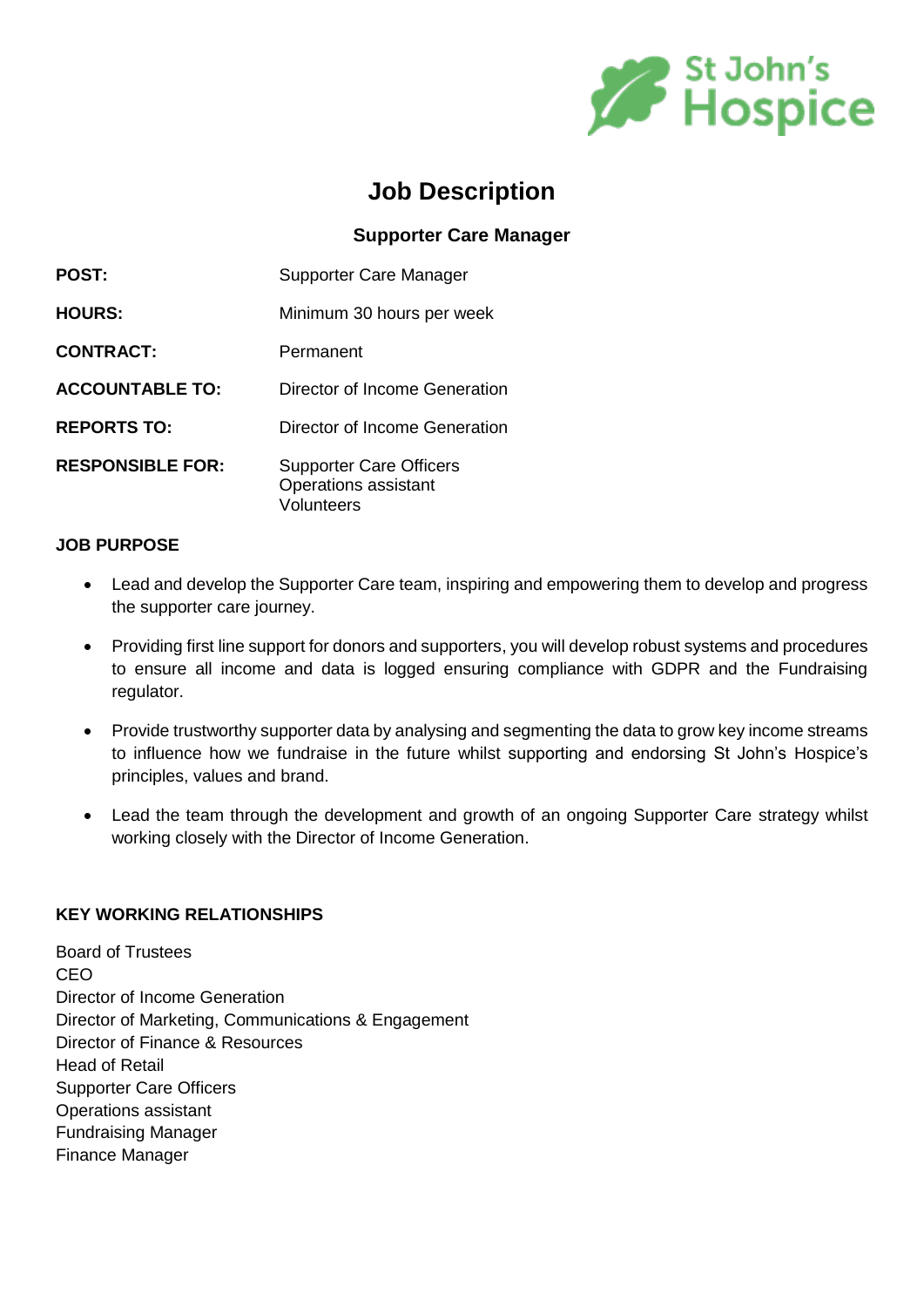# Job Description

## Supporter Care Manager

| | |
|---|---|
| **POST:** | Supporter Care Manager |
| **HOURS:** | Minimum 30 hours per week |
| **CONTRACT:** | Permanent |
| **ACCOUNTABLE TO:** | Director of Income Generation |
| **REPORTS TO:** | Director of Income Generation |
| **RESPONSIBLE FOR:** | Supporter Care Officers<br>Operations assistant<br>Volunteers |

### JOB PURPOSE

- Lead and develop the Supporter Care team, inspiring and empowering them to develop and progress the supporter care journey.
- Providing first line support for donors and supporters, you will develop robust systems and procedures to ensure all income and data is logged ensuring compliance with GDPR and the Fundraising regulator.
- Provide trustworthy supporter data by analysing and segmenting the data to grow key income streams to influence how we fundraise in the future whilst supporting and endorsing St John's Hospice's principles, values and brand.
- Lead the team through the development and growth of an ongoing Supporter Care strategy whilst working closely with the Director of Income Generation.

### KEY WORKING RELATIONSHIPS

Board of Trustees
CEO
Director of Income Generation
Director of Marketing, Communications & Engagement
Director of Finance & Resources
Head of Retail
Supporter Care Officers
Operations assistant
Fundraising Manager
Finance Manager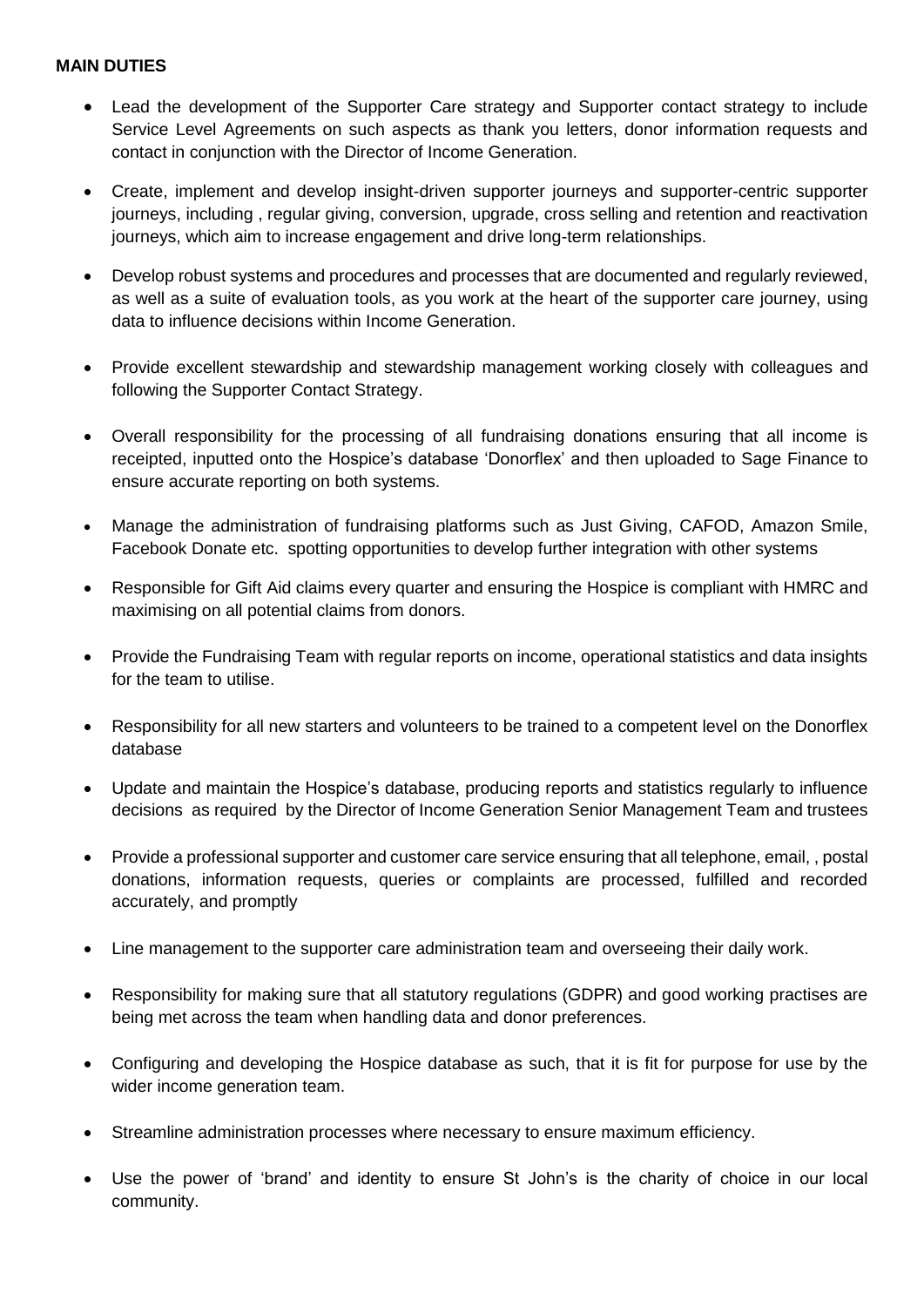**MAIN DUTIES**

- Lead the development of the Supporter Care strategy and Supporter contact strategy to include Service Level Agreements on such aspects as thank you letters, donor information requests and contact in conjunction with the Director of Income Generation.
- Create, implement and develop insight-driven supporter journeys and supporter-centric supporter journeys, including , regular giving, conversion, upgrade, cross selling and retention and reactivation journeys, which aim to increase engagement and drive long-term relationships.
- Develop robust systems and procedures and processes that are documented and regularly reviewed, as well as a suite of evaluation tools, as you work at the heart of the supporter care journey, using data to influence decisions within Income Generation.
- Provide excellent stewardship and stewardship management working closely with colleagues and following the Supporter Contact Strategy.
- Overall responsibility for the processing of all fundraising donations ensuring that all income is receipted, inputted onto the Hospice's database 'Donorflex' and then uploaded to Sage Finance to ensure accurate reporting on both systems.
- Manage the administration of fundraising platforms such as Just Giving, CAFOD, Amazon Smile, Facebook Donate etc. spotting opportunities to develop further integration with other systems
- Responsible for Gift Aid claims every quarter and ensuring the Hospice is compliant with HMRC and maximising on all potential claims from donors.
- Provide the Fundraising Team with regular reports on income, operational statistics and data insights for the team to utilise.
- Responsibility for all new starters and volunteers to be trained to a competent level on the Donorflex database
- Update and maintain the Hospice's database, producing reports and statistics regularly to influence decisions as required by the Director of Income Generation Senior Management Team and trustees
- Provide a professional supporter and customer care service ensuring that all telephone, email, , postal donations, information requests, queries or complaints are processed, fulfilled and recorded accurately, and promptly
- Line management to the supporter care administration team and overseeing their daily work.
- Responsibility for making sure that all statutory regulations (GDPR) and good working practises are being met across the team when handling data and donor preferences.
- Configuring and developing the Hospice database as such, that it is fit for purpose for use by the wider income generation team.
- Streamline administration processes where necessary to ensure maximum efficiency.
- Use the power of 'brand' and identity to ensure St John's is the charity of choice in our local community.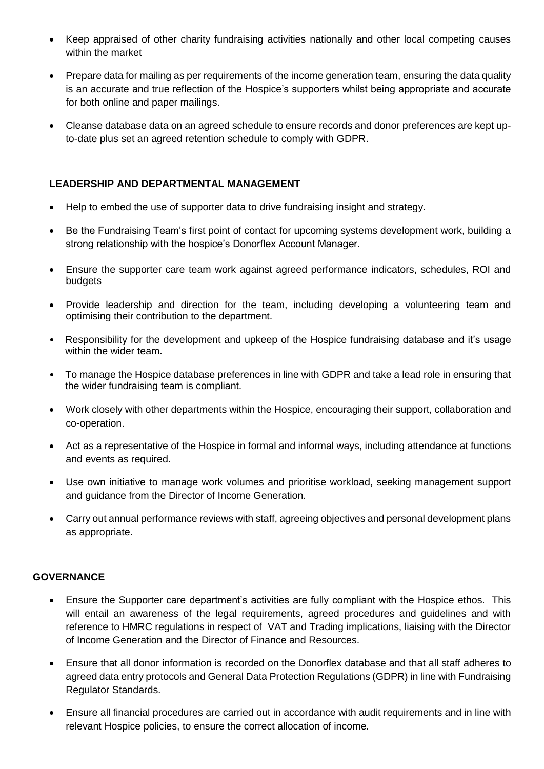- Keep appraised of other charity fundraising activities nationally and other local competing causes within the market
- Prepare data for mailing as per requirements of the income generation team, ensuring the data quality is an accurate and true reflection of the Hospice's supporters whilst being appropriate and accurate for both online and paper mailings.
- Cleanse database data on an agreed schedule to ensure records and donor preferences are kept up-to-date plus set an agreed retention schedule to comply with GDPR.

**LEADERSHIP AND DEPARTMENTAL MANAGEMENT**

- Help to embed the use of supporter data to drive fundraising insight and strategy.
- Be the Fundraising Team's first point of contact for upcoming systems development work, building a strong relationship with the hospice's Donorflex Account Manager.
- Ensure the supporter care team work against agreed performance indicators, schedules, ROI and budgets
- Provide leadership and direction for the team, including developing a volunteering team and optimising their contribution to the department.
- Responsibility for the development and upkeep of the Hospice fundraising database and it's usage within the wider team.
- To manage the Hospice database preferences in line with GDPR and take a lead role in ensuring that the wider fundraising team is compliant.
- Work closely with other departments within the Hospice, encouraging their support, collaboration and co-operation.
- Act as a representative of the Hospice in formal and informal ways, including attendance at functions and events as required.
- Use own initiative to manage work volumes and prioritise workload, seeking management support and guidance from the Director of Income Generation.
- Carry out annual performance reviews with staff, agreeing objectives and personal development plans as appropriate.

**GOVERNANCE**

- Ensure the Supporter care department's activities are fully compliant with the Hospice ethos. This will entail an awareness of the legal requirements, agreed procedures and guidelines and with reference to HMRC regulations in respect of VAT and Trading implications, liaising with the Director of Income Generation and the Director of Finance and Resources.
- Ensure that all donor information is recorded on the Donorflex database and that all staff adheres to agreed data entry protocols and General Data Protection Regulations (GDPR) in line with Fundraising Regulator Standards.
- Ensure all financial procedures are carried out in accordance with audit requirements and in line with relevant Hospice policies, to ensure the correct allocation of income.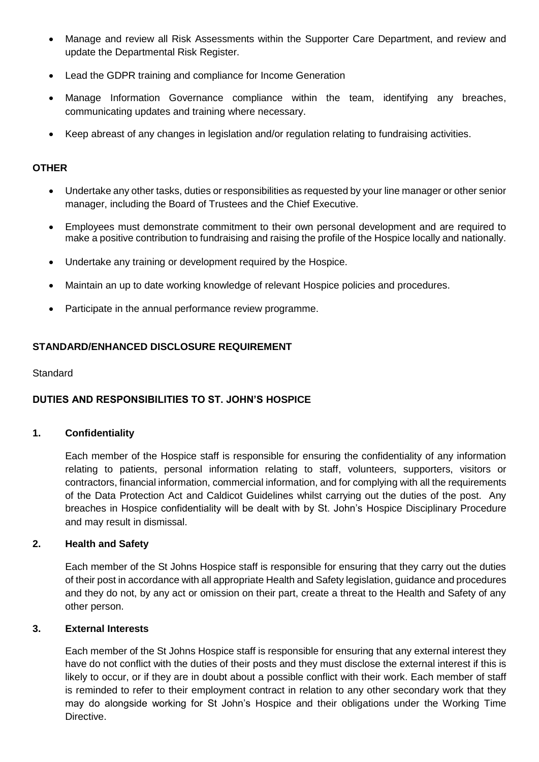- Manage and review all Risk Assessments within the Supporter Care Department, and review and update the Departmental Risk Register.
- Lead the GDPR training and compliance for Income Generation
- Manage Information Governance compliance within the team, identifying any breaches, communicating updates and training where necessary.
- Keep abreast of any changes in legislation and/or regulation relating to fundraising activities.

**OTHER**

- Undertake any other tasks, duties or responsibilities as requested by your line manager or other senior manager, including the Board of Trustees and the Chief Executive.
- Employees must demonstrate commitment to their own personal development and are required to make a positive contribution to fundraising and raising the profile of the Hospice locally and nationally.
- Undertake any training or development required by the Hospice.
- Maintain an up to date working knowledge of relevant Hospice policies and procedures.
- Participate in the annual performance review programme.

**STANDARD/ENHANCED DISCLOSURE REQUIREMENT**

Standard

**DUTIES AND RESPONSIBILITIES TO ST. JOHN'S HOSPICE**

**1. Confidentiality**

Each member of the Hospice staff is responsible for ensuring the confidentiality of any information relating to patients, personal information relating to staff, volunteers, supporters, visitors or contractors, financial information, commercial information, and for complying with all the requirements of the Data Protection Act and Caldicot Guidelines whilst carrying out the duties of the post. Any breaches in Hospice confidentiality will be dealt with by St. John's Hospice Disciplinary Procedure and may result in dismissal.

**2. Health and Safety**

Each member of the St Johns Hospice staff is responsible for ensuring that they carry out the duties of their post in accordance with all appropriate Health and Safety legislation, guidance and procedures and they do not, by any act or omission on their part, create a threat to the Health and Safety of any other person.

**3. External Interests**

Each member of the St Johns Hospice staff is responsible for ensuring that any external interest they have do not conflict with the duties of their posts and they must disclose the external interest if this is likely to occur, or if they are in doubt about a possible conflict with their work. Each member of staff is reminded to refer to their employment contract in relation to any other secondary work that they may do alongside working for St John's Hospice and their obligations under the Working Time Directive.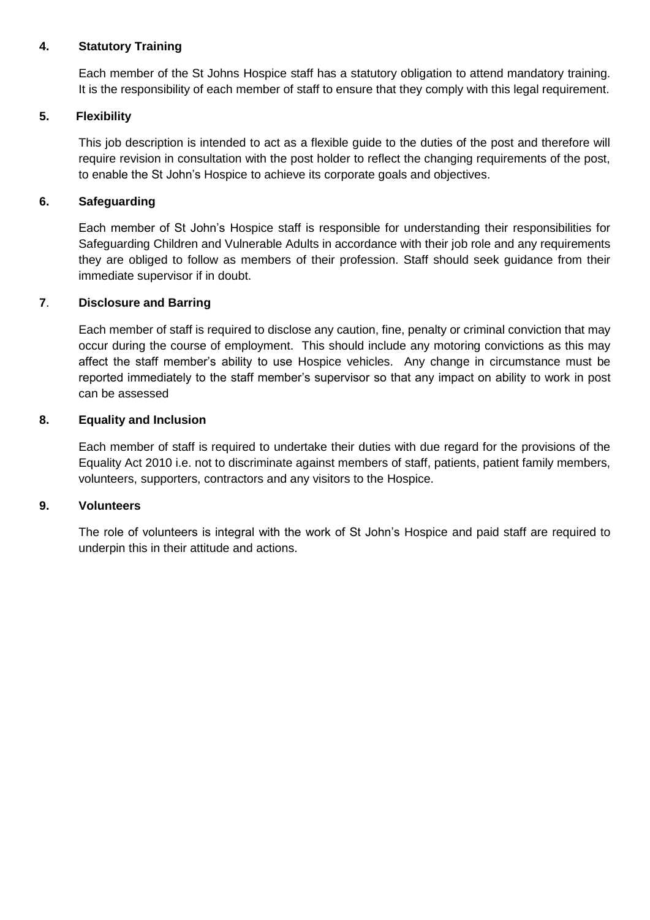**4. Statutory Training**

Each member of the St Johns Hospice staff has a statutory obligation to attend mandatory training. It is the responsibility of each member of staff to ensure that they comply with this legal requirement.

**5. Flexibility**

This job description is intended to act as a flexible guide to the duties of the post and therefore will require revision in consultation with the post holder to reflect the changing requirements of the post, to enable the St John's Hospice to achieve its corporate goals and objectives.

**6. Safeguarding**

Each member of St John's Hospice staff is responsible for understanding their responsibilities for Safeguarding Children and Vulnerable Adults in accordance with their job role and any requirements they are obliged to follow as members of their profession. Staff should seek guidance from their immediate supervisor if in doubt.

**7. Disclosure and Barring**

Each member of staff is required to disclose any caution, fine, penalty or criminal conviction that may occur during the course of employment. This should include any motoring convictions as this may affect the staff member's ability to use Hospice vehicles. Any change in circumstance must be reported immediately to the staff member's supervisor so that any impact on ability to work in post can be assessed

**8. Equality and Inclusion**

Each member of staff is required to undertake their duties with due regard for the provisions of the Equality Act 2010 i.e. not to discriminate against members of staff, patients, patient family members, volunteers, supporters, contractors and any visitors to the Hospice.

**9. Volunteers**

The role of volunteers is integral with the work of St John's Hospice and paid staff are required to underpin this in their attitude and actions.